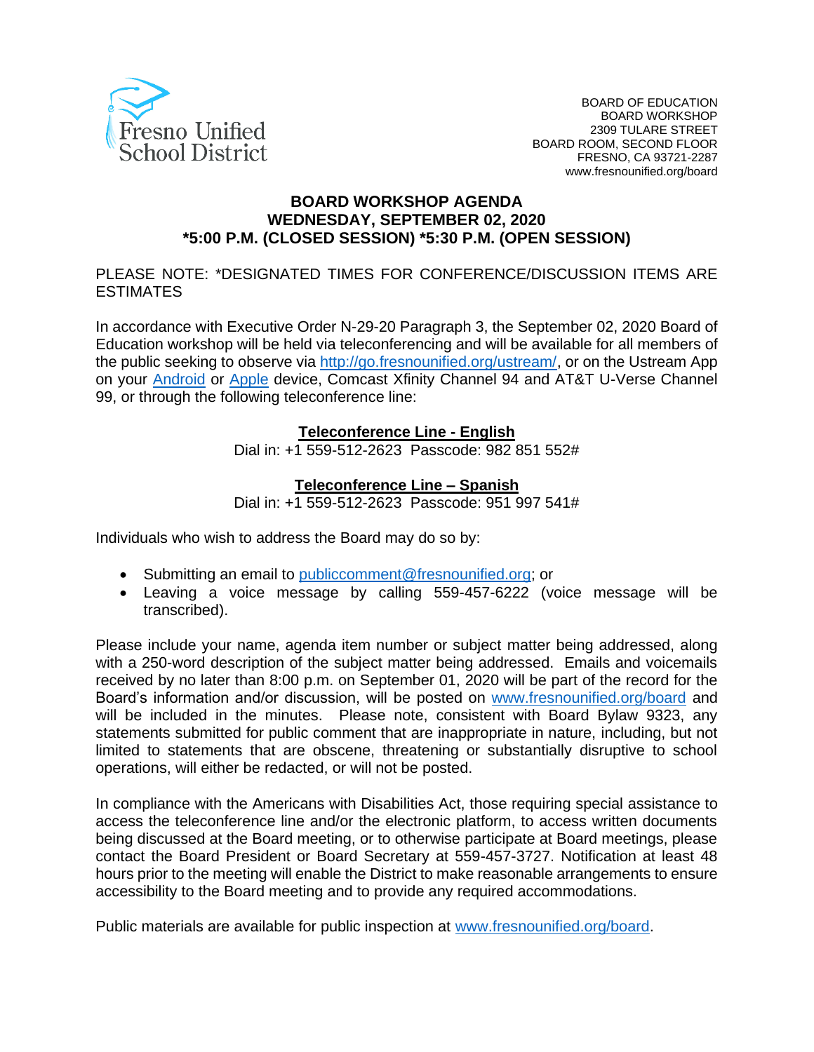Fresno Unified School District

BOARD OF EDUCATION
BOARD WORKSHOP
2309 TULARE STREET
BOARD ROOM, SECOND FLOOR
FRESNO, CA 93721-2287
www.fresnounified.org/board

# BOARD WORKSHOP AGENDA
## WEDNESDAY, SEPTEMBER 02, 2020
## *5:00 P.M. (CLOSED SESSION) *5:30 P.M. (OPEN SESSION)

PLEASE NOTE: *DESIGNATED TIMES FOR CONFERENCE/DISCUSSION ITEMS ARE ESTIMATES

In accordance with Executive Order N-29-20 Paragraph 3, the September 02, 2020 Board of Education workshop will be held via teleconferencing and will be available for all members of the public seeking to observe via http://go.fresnounified.org/ustream/, or on the Ustream App on your Android or Apple device, Comcast Xfinity Channel 94 and AT&T U-Verse Channel 99, or through the following teleconference line:

**Teleconference Line - English**
Dial in: +1 559-512-2623 Passcode: 982 851 552#

**Teleconference Line – Spanish**
Dial in: +1 559-512-2623 Passcode: 951 997 541#

Individuals who wish to address the Board may do so by:

- Submitting an email to publiccomment@fresnounified.org; or
- Leaving a voice message by calling 559-457-6222 (voice message will be transcribed).

Please include your name, agenda item number or subject matter being addressed, along with a 250-word description of the subject matter being addressed. Emails and voicemails received by no later than 8:00 p.m. on September 01, 2020 will be part of the record for the Board's information and/or discussion, will be posted on www.fresnounified.org/board and will be included in the minutes. Please note, consistent with Board Bylaw 9323, any statements submitted for public comment that are inappropriate in nature, including, but not limited to statements that are obscene, threatening or substantially disruptive to school operations, will either be redacted, or will not be posted.

In compliance with the Americans with Disabilities Act, those requiring special assistance to access the teleconference line and/or the electronic platform, to access written documents being discussed at the Board meeting, or to otherwise participate at Board meetings, please contact the Board President or Board Secretary at 559-457-3727. Notification at least 48 hours prior to the meeting will enable the District to make reasonable arrangements to ensure accessibility to the Board meeting and to provide any required accommodations.

Public materials are available for public inspection at www.fresnounified.org/board.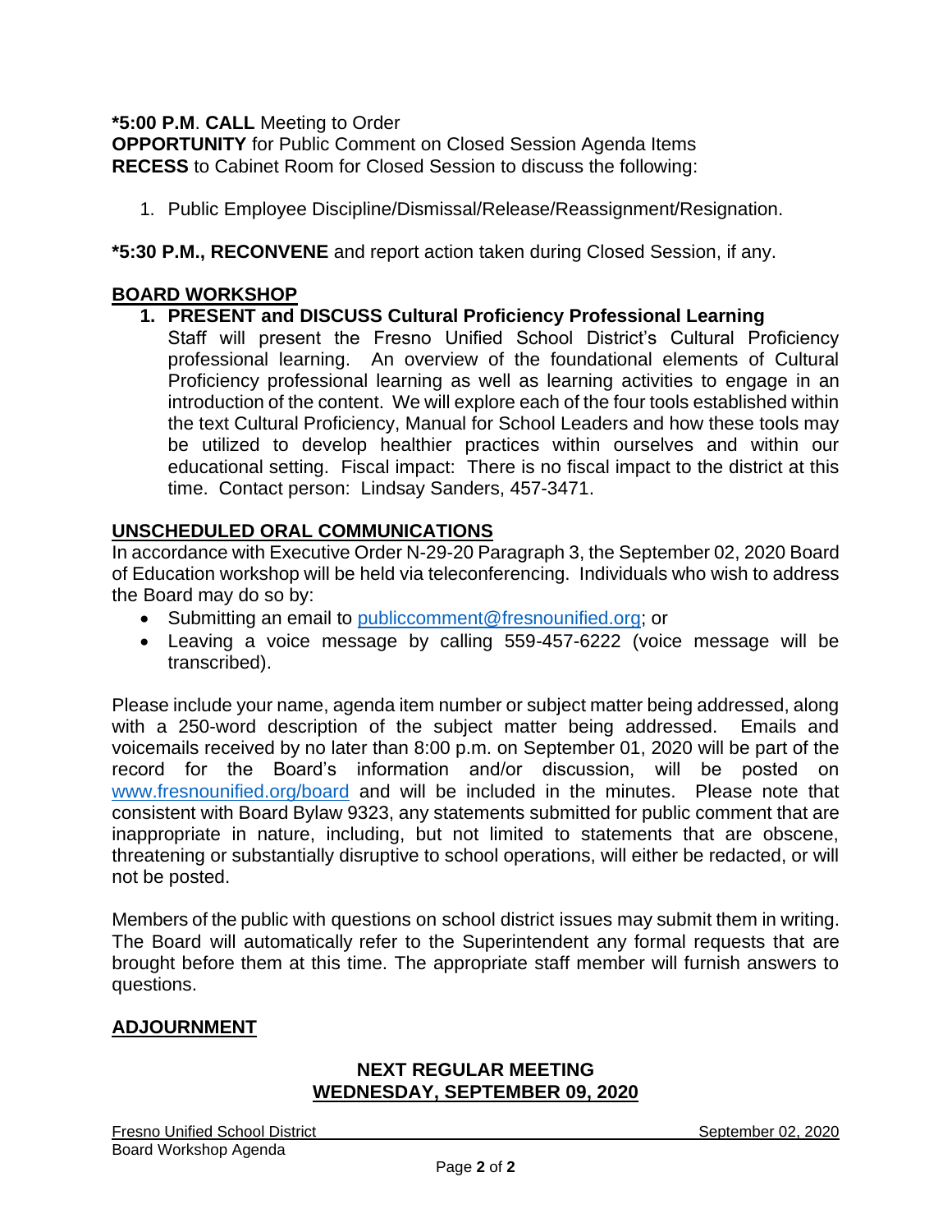**\*5:00 P.M**. **CALL** Meeting to Order
**OPPORTUNITY** for Public Comment on Closed Session Agenda Items
**RECESS** to Cabinet Room for Closed Session to discuss the following:

1. Public Employee Discipline/Dismissal/Release/Reassignment/Resignation.

**\*5:30 P.M., RECONVENE** and report action taken during Closed Session, if any.

## BOARD WORKSHOP

1. **PRESENT and DISCUSS Cultural Proficiency Professional Learning**
   Staff will present the Fresno Unified School District's Cultural Proficiency professional learning. An overview of the foundational elements of Cultural Proficiency professional learning as well as learning activities to engage in an introduction of the content. We will explore each of the four tools established within the text Cultural Proficiency, Manual for School Leaders and how these tools may be utilized to develop healthier practices within ourselves and within our educational setting. Fiscal impact: There is no fiscal impact to the district at this time. Contact person: Lindsay Sanders, 457-3471.

## UNSCHEDULED ORAL COMMUNICATIONS

In accordance with Executive Order N-29-20 Paragraph 3, the September 02, 2020 Board of Education workshop will be held via teleconferencing. Individuals who wish to address the Board may do so by:

- Submitting an email to publiccomment@fresnounified.org; or
- Leaving a voice message by calling 559-457-6222 (voice message will be transcribed).

Please include your name, agenda item number or subject matter being addressed, along with a 250-word description of the subject matter being addressed. Emails and voicemails received by no later than 8:00 p.m. on September 01, 2020 will be part of the record for the Board's information and/or discussion, will be posted on www.fresnounified.org/board and will be included in the minutes. Please note that consistent with Board Bylaw 9323, any statements submitted for public comment that are inappropriate in nature, including, but not limited to statements that are obscene, threatening or substantially disruptive to school operations, will either be redacted, or will not be posted.

Members of the public with questions on school district issues may submit them in writing. The Board will automatically refer to the Superintendent any formal requests that are brought before them at this time. The appropriate staff member will furnish answers to questions.

## ADJOURNMENT

**NEXT REGULAR MEETING**
**WEDNESDAY, SEPTEMBER 09, 2020**